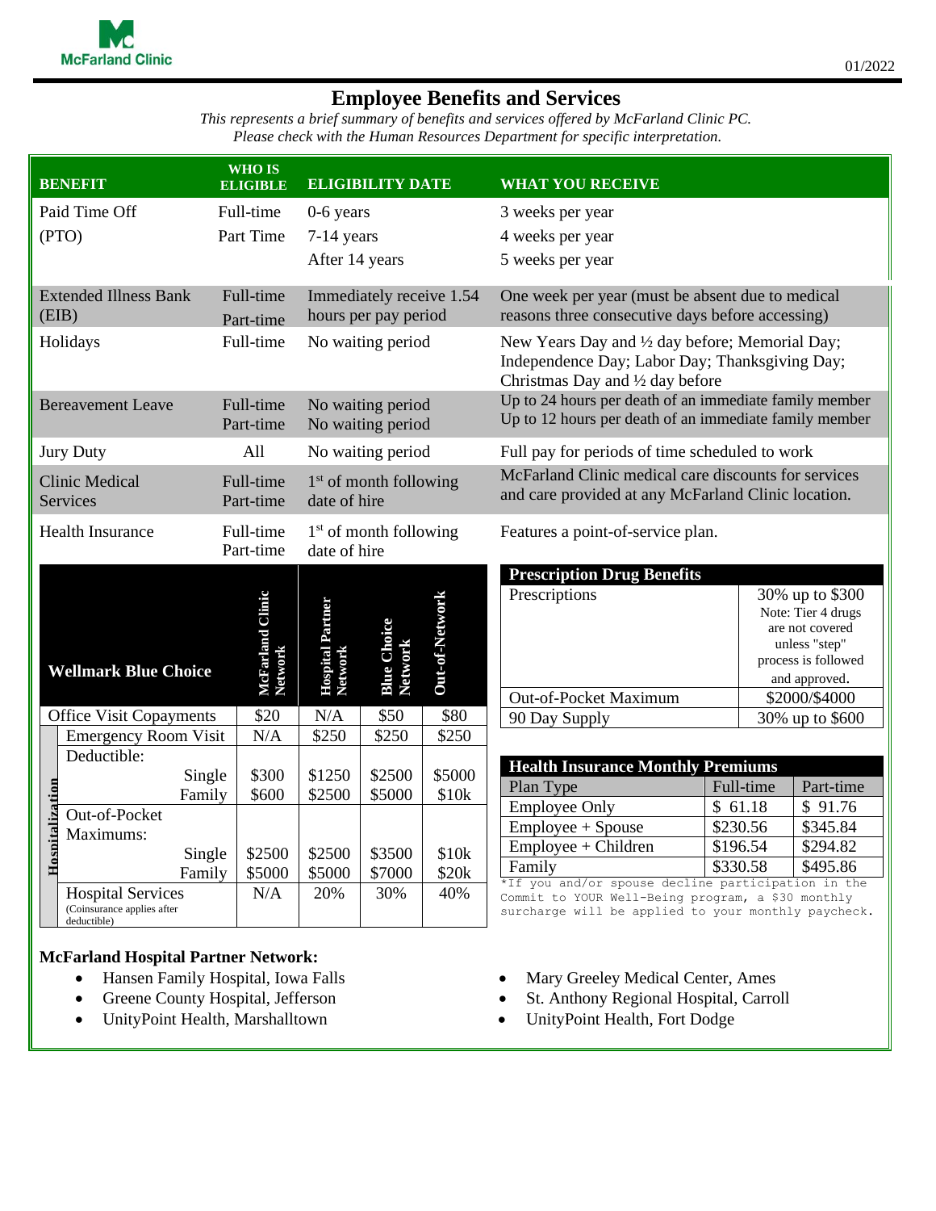McFarland Clinic

01/2022

# Employee Benefits and Services

*This represents a brief summary of benefits and services offered by McFarland Clinic PC.*
*Please check with the Human Resources Department for specific interpretation.*

| BENEFIT | WHO IS ELIGIBLE | ELIGIBILITY DATE | WHAT YOU RECEIVE |
|---|---|---|---|
| Paid Time Off (PTO) | Full-time<br>Part Time | 0-6 years<br>7-14 years<br>After 14 years | 3 weeks per year<br>4 weeks per year<br>5 weeks per year |
| Extended Illness Bank (EIB) | Full-time<br>Part-time | Immediately receive 1.54 hours per pay period | One week per year (must be absent due to medical reasons three consecutive days before accessing) |
| Holidays | Full-time | No waiting period | New Years Day and ½ day before; Memorial Day; Independence Day; Labor Day; Thanksgiving Day; Christmas Day and ½ day before |
| Bereavement Leave | Full-time<br>Part-time | No waiting period<br>No waiting period | Up to 24 hours per death of an immediate family member<br>Up to 12 hours per death of an immediate family member |
| Jury Duty | All | No waiting period | Full pay for periods of time scheduled to work |
| Clinic Medical Services | Full-time<br>Part-time | 1st of month following date of hire | McFarland Clinic medical care discounts for services and care provided at any McFarland Clinic location. |
| Health Insurance | Full-time<br>Part-time | 1st of month following date of hire | Features a point-of-service plan. |

| Wellmark Blue Choice | | McFarland Clinic Network | Hospital Partner Network | Blue Choice Network | Out-of-Network |
|---|---|---|---|---|---|
| Office Visit Copayments | | $20 | N/A | $50 | $80 |
| Hospitalization | Emergency Room Visit | N/A | $250 | $250 | $250 |
| | Deductible: Single | $300 | $1250 | $2500 | $5000 |
| | Deductible: Family | $600 | $2500 | $5000 | $10k |
| | Out-of-Pocket Maximums: Single | $2500 | $2500 | $3500 | $10k |
| | Out-of-Pocket Maximums: Family | $5000 | $5000 | $7000 | $20k |
| | Hospital Services (Coinsurance applies after deductible) | N/A | 20% | 30% | 40% |

| Prescription Drug Benefits | |
|---|---|
| Prescriptions | 30% up to $300<br>Note: Tier 4 drugs are not covered unless "step" process is followed and approved. |
| Out-of-Pocket Maximum | $2000/$4000 |
| 90 Day Supply | 30% up to $600 |

| Health Insurance Monthly Premiums | | |
|---|---|---|
| Plan Type | Full-time | Part-time |
| Employee Only | $ 61.18 | $ 91.76 |
| Employee + Spouse | $230.56 | $345.84 |
| Employee + Children | $196.54 | $294.82 |
| Family | $330.58 | $495.86 |

*If you and/or spouse decline participation in the Commit to YOUR Well-Being program, a $30 monthly surcharge will be applied to your monthly paycheck.

**McFarland Hospital Partner Network:**

- Hansen Family Hospital, Iowa Falls
- Greene County Hospital, Jefferson
- UnityPoint Health, Marshalltown
- Mary Greeley Medical Center, Ames
- St. Anthony Regional Hospital, Carroll
- UnityPoint Health, Fort Dodge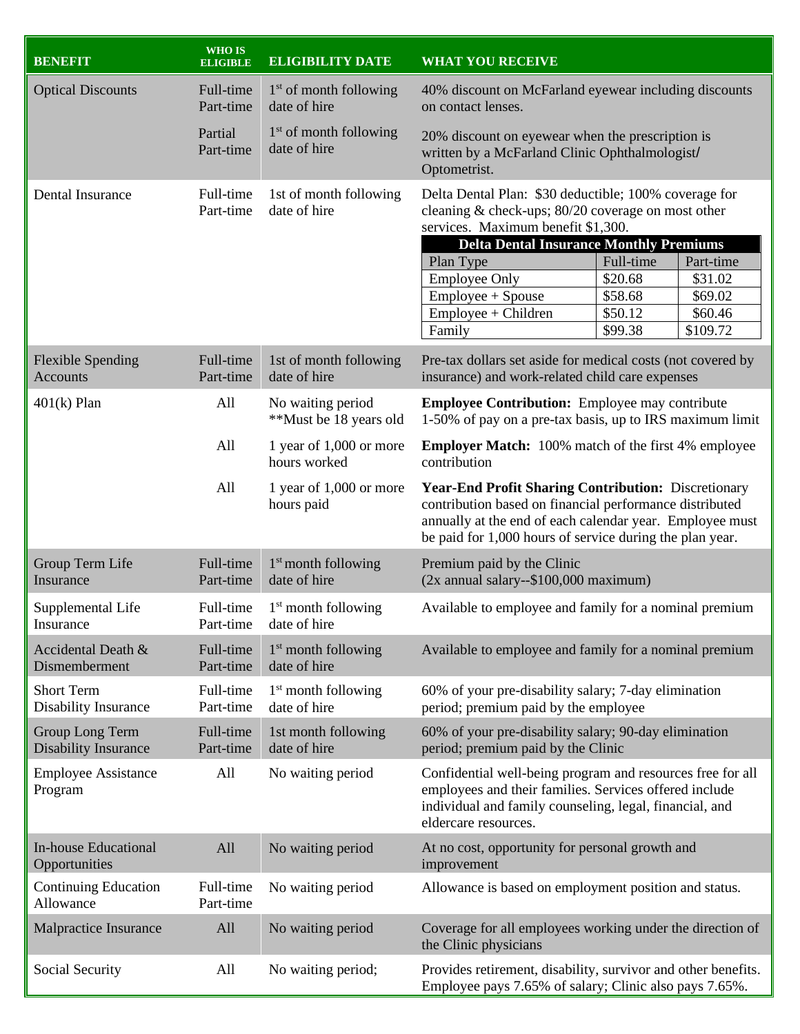| BENEFIT | WHO IS ELIGIBLE | ELIGIBILITY DATE | WHAT YOU RECEIVE |
|---|---|---|---|
| Optical Discounts | Full-time Part-time | 1st of month following date of hire | 40% discount on McFarland eyewear including discounts on contact lenses. |
| | Partial Part-time | 1st of month following date of hire | 20% discount on eyewear when the prescription is written by a McFarland Clinic Ophthalmologist/ Optometrist. |
| Dental Insurance | Full-time Part-time | 1st of month following date of hire | Delta Dental Plan: $30 deductible; 100% coverage for cleaning & check-ups; 80/20 coverage on most other services. Maximum benefit $1,300. |
| Flexible Spending Accounts | Full-time Part-time | 1st of month following date of hire | Pre-tax dollars set aside for medical costs (not covered by insurance) and work-related child care expenses |
| 401(k) Plan | All | No waiting period **Must be 18 years old | **Employee Contribution:** Employee may contribute 1-50% of pay on a pre-tax basis, up to IRS maximum limit |
| | All | 1 year of 1,000 or more hours worked | **Employer Match:** 100% match of the first 4% employee contribution |
| | All | 1 year of 1,000 or more hours paid | **Year-End Profit Sharing Contribution:** Discretionary contribution based on financial performance distributed annually at the end of each calendar year. Employee must be paid for 1,000 hours of service during the plan year. |
| Group Term Life Insurance | Full-time Part-time | 1st month following date of hire | Premium paid by the Clinic (2x annual salary--$100,000 maximum) |
| Supplemental Life Insurance | Full-time Part-time | 1st month following date of hire | Available to employee and family for a nominal premium |
| Accidental Death & Dismemberment | Full-time Part-time | 1st month following date of hire | Available to employee and family for a nominal premium |
| Short Term Disability Insurance | Full-time Part-time | 1st month following date of hire | 60% of your pre-disability salary; 7-day elimination period; premium paid by the employee |
| Group Long Term Disability Insurance | Full-time Part-time | 1st month following date of hire | 60% of your pre-disability salary; 90-day elimination period; premium paid by the Clinic |
| Employee Assistance Program | All | No waiting period | Confidential well-being program and resources free for all employees and their families. Services offered include individual and family counseling, legal, financial, and eldercare resources. |
| In-house Educational Opportunities | All | No waiting period | At no cost, opportunity for personal growth and improvement |
| Continuing Education Allowance | Full-time Part-time | No waiting period | Allowance is based on employment position and status. |
| Malpractice Insurance | All | No waiting period | Coverage for all employees working under the direction of the Clinic physicians |
| Social Security | All | No waiting period; | Provides retirement, disability, survivor and other benefits. Employee pays 7.65% of salary; Clinic also pays 7.65%. |

**Delta Dental Insurance Monthly Premiums**

| Plan Type | Full-time | Part-time |
|---|---|---|
| Employee Only | $20.68 | $31.02 |
| Employee + Spouse | $58.68 | $69.02 |
| Employee + Children | $50.12 | $60.46 |
| Family | $99.38 | $109.72 |